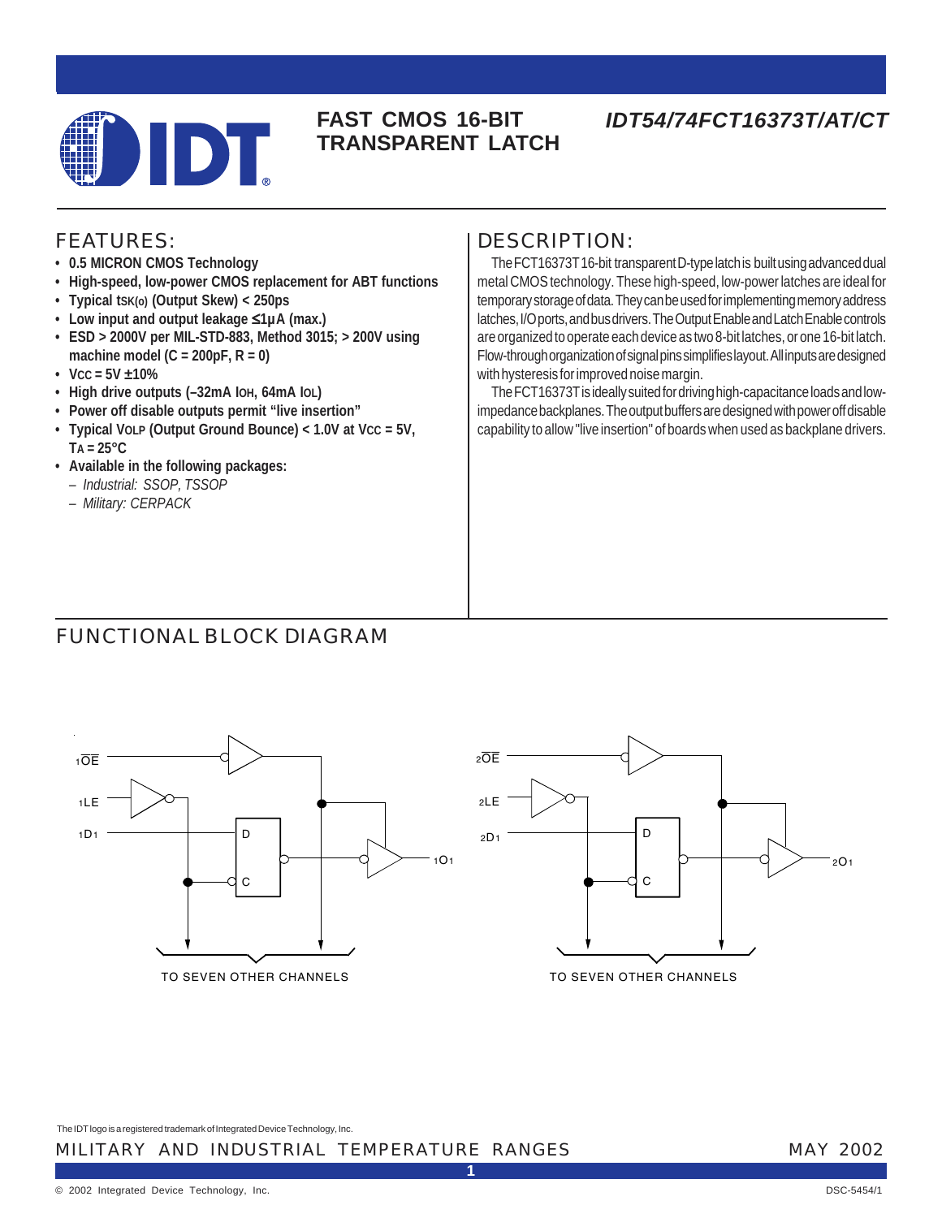# FAST CMOS 16-BIT TRANSPARENT LATCH

## IDT54/74FCT16373T/AT/CT

## FEATURES:

- **0.5 MICRON CMOS Technology**
- **High-speed, low-power CMOS replacement for ABT functions**
- **Typical $t_{SK(o)}$ (Output Skew) < 250ps**
- **Low input and output leakage ≤1µA (max.)**
- **ESD > 2000V per MIL-STD-883, Method 3015; > 200V using machine model (C = 200pF, R = 0)**
- **$V_{CC}$ = 5V ±10%**
- **High drive outputs (–32mA $I_{OH}$, 64mA $I_{OL}$)**
- **Power off disable outputs permit "live insertion"**
- **Typical $V_{OLP}$ (Output Ground Bounce) < 1.0V at $V_{CC}$ = 5V, $T_A$ = 25°C**
- **Available in the following packages:**
  - *Industrial: SSOP, TSSOP*
  - *Military: CERPACK*

## DESCRIPTION:

The FCT16373T 16-bit transparent D-type latch is built using advanced dual metal CMOS technology. These high-speed, low-power latches are ideal for temporary storage of data. They can be used for implementing memory address latches, I/O ports, and bus drivers. The Output Enable and Latch Enable controls are organized to operate each device as two 8-bit latches, or one 16-bit latch. Flow-through organization of signal pins simplifies layout. All inputs are designed with hysteresis for improved noise margin.

The FCT16373T is ideally suited for driving high-capacitance loads and low-impedance backplanes. The output buffers are designed with power off disable capability to allow "live insertion" of boards when used as backplane drivers.

## FUNCTIONAL BLOCK DIAGRAM

1OE, 1LE, 1D1 → D / C → 1O1 — TO SEVEN OTHER CHANNELS

2OE, 2LE, 2D1 → D / C → 2O1 — TO SEVEN OTHER CHANNELS

The IDT logo is a registered trademark of Integrated Device Technology, Inc.

MILITARY AND INDUSTRIAL TEMPERATURE RANGES — MAY 2002

© 2002 Integrated Device Technology, Inc. DSC-5454/1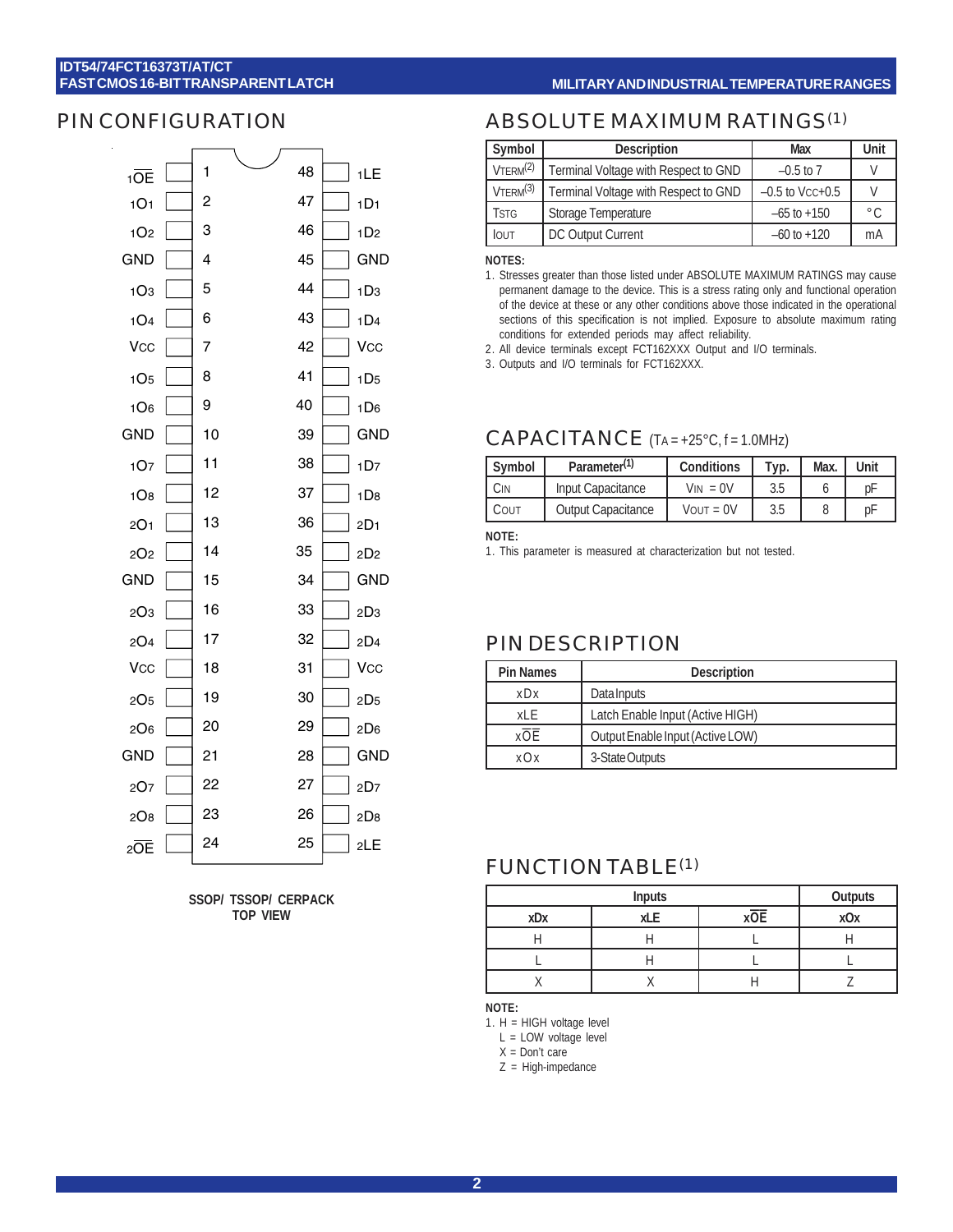## PIN CONFIGURATION

| Pin Name | Pin | Pin | Pin Name |
|---|---|---|---|
| $1\overline{OE}$ | 1 | 48 | 1LE |
| 1O1 | 2 | 47 | 1D1 |
| 1O2 | 3 | 46 | 1D2 |
| GND | 4 | 45 | GND |
| 1O3 | 5 | 44 | 1D3 |
| 1O4 | 6 | 43 | 1D4 |
| VCC | 7 | 42 | VCC |
| 1O5 | 8 | 41 | 1D5 |
| 1O6 | 9 | 40 | 1D6 |
| GND | 10 | 39 | GND |
| 1O7 | 11 | 38 | 1D7 |
| 1O8 | 12 | 37 | 1D8 |
| 2O1 | 13 | 36 | 2D1 |
| 2O2 | 14 | 35 | 2D2 |
| GND | 15 | 34 | GND |
| 2O3 | 16 | 33 | 2D3 |
| 2O4 | 17 | 32 | 2D4 |
| VCC | 18 | 31 | VCC |
| 2O5 | 19 | 30 | 2D5 |
| 2O6 | 20 | 29 | 2D6 |
| GND | 21 | 28 | GND |
| 2O7 | 22 | 27 | 2D7 |
| 2O8 | 23 | 26 | 2D8 |
| $2\overline{OE}$ | 24 | 25 | 2LE |

**SSOP/ TSSOP/ CERPACK TOP VIEW**

## ABSOLUTE MAXIMUM RATINGS[(1)]

| Symbol | Description | Max | Unit |
|---|---|---|---|
| VTERM[(2)] | Terminal Voltage with Respect to GND | –0.5 to 7 | V |
| VTERM[(3)] | Terminal Voltage with Respect to GND | –0.5 to VCC+0.5 | V |
| TSTG | Storage Temperature | –65 to +150 | °C |
| IOUT | DC Output Current | –60 to +120 | mA |

**NOTES:**
1. Stresses greater than those listed under ABSOLUTE MAXIMUM RATINGS may cause permanent damage to the device. This is a stress rating only and functional operation of the device at these or any other conditions above those indicated in the operational sections of this specification is not implied. Exposure to absolute maximum rating conditions for extended periods may affect reliability.
2. All device terminals except FCT162XXX Output and I/O terminals.
3. Outputs and I/O terminals for FCT162XXX.

## CAPACITANCE ($T_A$ = +25°C, f = 1.0MHz)

| Symbol | Parameter[(1)] | Conditions | Typ. | Max. | Unit |
|---|---|---|---|---|---|
| CIN | Input Capacitance | VIN = 0V | 3.5 | 6 | pF |
| COUT | Output Capacitance | VOUT = 0V | 3.5 | 8 | pF |

**NOTE:**
1. This parameter is measured at characterization but not tested.

## PIN DESCRIPTION

| Pin Names | Description |
|---|---|
| xDx | Data Inputs |
| xLE | Latch Enable Input (Active HIGH) |
| $x\overline{OE}$ | Output Enable Input (Active LOW) |
| xOx | 3-State Outputs |

## FUNCTION TABLE[(1)]

| Inputs | | | Outputs |
|---|---|---|---|
| xDx | xLE | $x\overline{OE}$ | xOx |
| H | H | L | H |
| L | H | L | L |
| X | X | H | Z |

**NOTE:**
1. H = HIGH voltage level
   L = LOW voltage level
   X = Don't care
   Z = High-impedance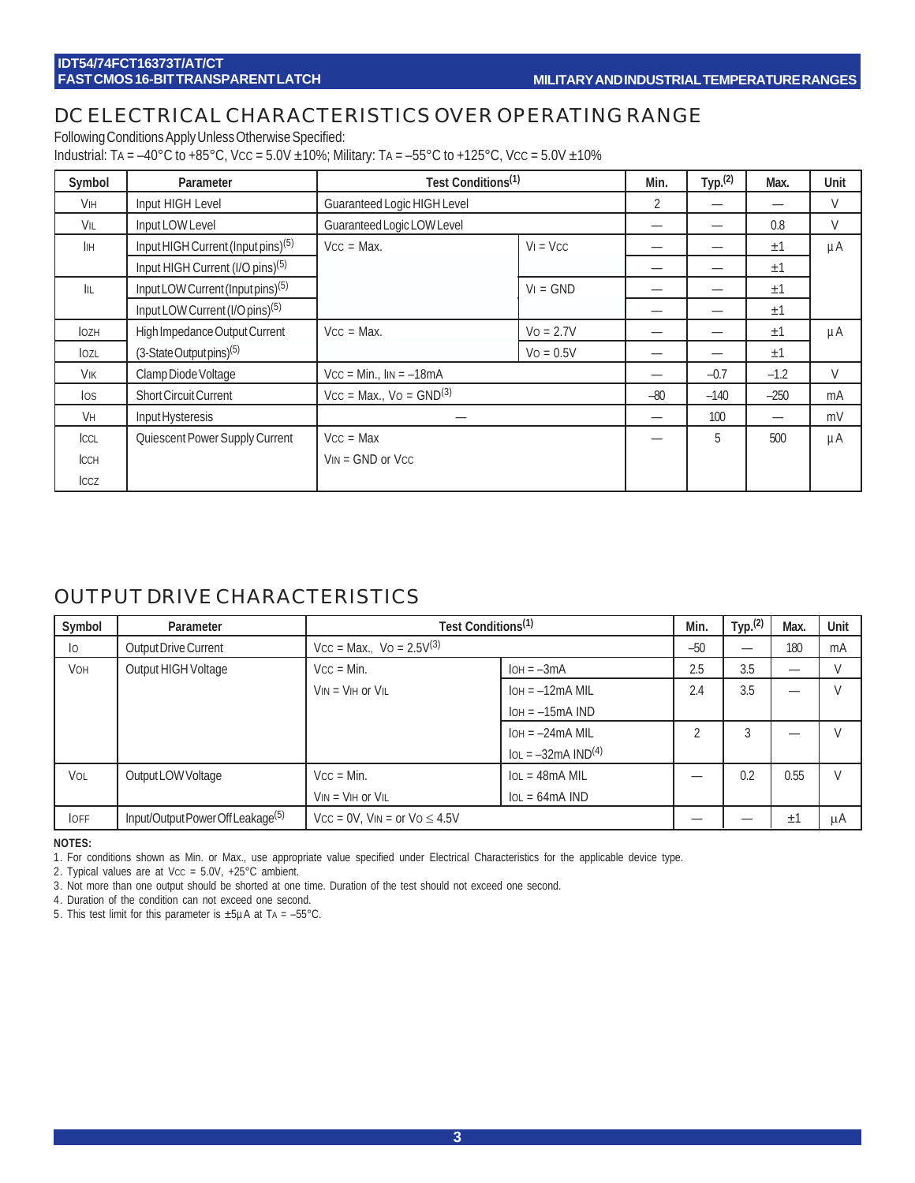## DC ELECTRICAL CHARACTERISTICS OVER OPERATING RANGE

Following Conditions Apply Unless Otherwise Specified:

Industrial: $T_A$ = –40°C to +85°C, $V_{CC}$ = 5.0V ±10%; Military: $T_A$ = –55°C to +125°C, $V_{CC}$ = 5.0V ±10%

| Symbol | Parameter | Test Conditions(1) | | Min. | Typ.(2) | Max. | Unit |
|---|---|---|---|---|---|---|---|
| $V_{IH}$ | Input HIGH Level | Guaranteed Logic HIGH Level | | 2 | — | — | V |
| $V_{IL}$ | Input LOW Level | Guaranteed Logic LOW Level | | — | — | 0.8 | V |
| $I_{IH}$ | Input HIGH Current (Input pins)(5) | $V_{CC}$ = Max. | $V_I$ = $V_{CC}$ | — | — | ±1 | µA |
| | Input HIGH Current (I/O pins)(5) | | | — | — | ±1 | |
| $I_{IL}$ | Input LOW Current (Input pins)(5) | | $V_I$ = GND | — | — | ±1 | |
| | Input LOW Current (I/O pins)(5) | | | — | — | ±1 | |
| $I_{OZH}$ | High Impedance Output Current | $V_{CC}$ = Max. | $V_O$ = 2.7V | — | — | ±1 | µA |
| $I_{OZL}$ | (3-State Output pins)(5) | | $V_O$ = 0.5V | — | — | ±1 | |
| $V_{IK}$ | Clamp Diode Voltage | $V_{CC}$ = Min., $I_{IN}$ = –18mA | | — | –0.7 | –1.2 | V |
| $I_{OS}$ | Short Circuit Current | $V_{CC}$ = Max., $V_O$ = GND(3) | | –80 | –140 | –250 | mA |
| $V_H$ | Input Hysteresis | — | | — | 100 | — | mV |
| $I_{CCL}$ $I_{CCH}$ $I_{CCZ}$ | Quiescent Power Supply Current | $V_{CC}$ = Max $V_{IN}$ = GND or $V_{CC}$ | | — | 5 | 500 | µA |

## OUTPUT DRIVE CHARACTERISTICS

| Symbol | Parameter | Test Conditions(1) | | Min. | Typ.(2) | Max. | Unit |
|---|---|---|---|---|---|---|---|
| $I_O$ | Output Drive Current | $V_{CC}$ = Max., $V_O$ = 2.5V(3) | | –50 | — | 180 | mA |
| $V_{OH}$ | Output HIGH Voltage | $V_{CC}$ = Min. | $I_{OH}$ = –3mA | 2.5 | 3.5 | — | V |
| | | $V_{IN}$ = $V_{IH}$ or $V_{IL}$ | $I_{OH}$ = –12mA MIL<br>$I_{OH}$ = –15mA IND | 2.4 | 3.5 | — | V |
| | | | $I_{OH}$ = –24mA MIL<br>$I_{OL}$ = –32mA IND(4) | 2 | 3 | — | V |
| $V_{OL}$ | Output LOW Voltage | $V_{CC}$ = Min.<br>$V_{IN}$ = $V_{IH}$ or $V_{IL}$ | $I_{OL}$ = 48mA MIL<br>$I_{OL}$ = 64mA IND | — | 0.2 | 0.55 | V |
| $I_{OFF}$ | Input/Output Power Off Leakage(5) | $V_{CC}$ = 0V, $V_{IN}$ = or $V_O$ ≤ 4.5V | | — | — | ±1 | µA |

**NOTES:**

1. For conditions shown as Min. or Max., use appropriate value specified under Electrical Characteristics for the applicable device type.
2. Typical values are at $V_{CC}$ = 5.0V, +25°C ambient.
3. Not more than one output should be shorted at one time. Duration of the test should not exceed one second.
4. Duration of the condition can not exceed one second.
5. This test limit for this parameter is ±5µA at $T_A$ = –55°C.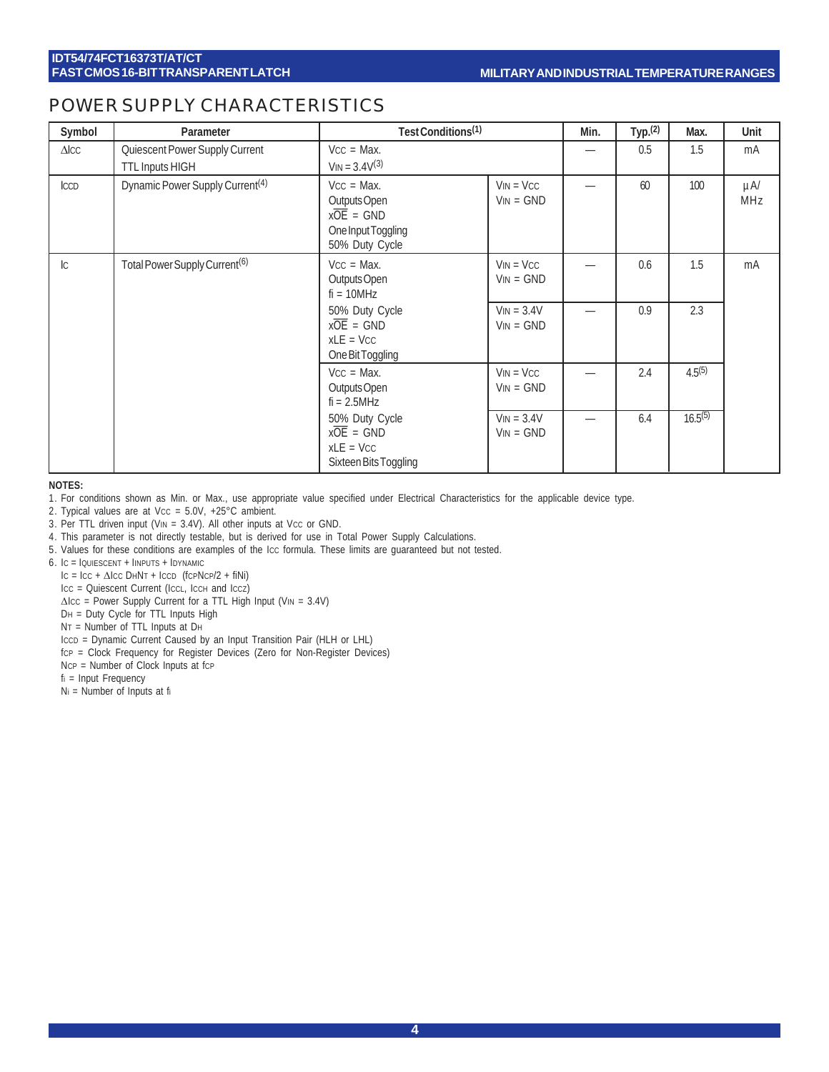## POWER SUPPLY CHARACTERISTICS

| Symbol | Parameter | Test Conditions[(1)] | | Min. | Typ.[(2)] | Max. | Unit |
|---|---|---|---|---|---|---|---|
| $\Delta I_{CC}$ | Quiescent Power Supply Current TTL Inputs HIGH | $V_{CC}$ = Max. $V_{IN}$ = 3.4V[(3)] | | — | 0.5 | 1.5 | mA |
| $I_{CCD}$ | Dynamic Power Supply Current[(4)] | $V_{CC}$ = Max. Outputs Open $x\overline{OE}$ = GND One Input Toggling 50% Duty Cycle | $V_{IN}$ = $V_{CC}$ $V_{IN}$ = GND | — | 60 | 100 | µA/ MHz |
| $I_C$ | Total Power Supply Current[(6)] | $V_{CC}$ = Max. Outputs Open $f_i$ = 10MHz 50% Duty Cycle $x\overline{OE}$ = GND xLE = $V_{CC}$ One Bit Toggling | $V_{IN}$ = $V_{CC}$ $V_{IN}$ = GND | — | 0.6 | 1.5 | mA |
| | | | $V_{IN}$ = 3.4V $V_{IN}$ = GND | — | 0.9 | 2.3 | |
| | | $V_{CC}$ = Max. Outputs Open $f_i$ = 2.5MHz 50% Duty Cycle $x\overline{OE}$ = GND xLE = $V_{CC}$ Sixteen Bits Toggling | $V_{IN}$ = $V_{CC}$ $V_{IN}$ = GND | — | 2.4 | 4.5[(5)] | |
| | | | $V_{IN}$ = 3.4V $V_{IN}$ = GND | — | 6.4 | 16.5[(5)] | |

**NOTES:**

1. For conditions shown as Min. or Max., use appropriate value specified under Electrical Characteristics for the applicable device type.
2. Typical values are at $V_{CC}$ = 5.0V, +25°C ambient.
3. Per TTL driven input ($V_{IN}$ = 3.4V). All other inputs at $V_{CC}$ or GND.
4. This parameter is not directly testable, but is derived for use in Total Power Supply Calculations.
5. Values for these conditions are examples of the $I_{CC}$ formula. These limits are guaranteed but not tested.
6. $I_C = I_{QUIESCENT} + I_{INPUTS} + I_{DYNAMIC}$
   $I_C = I_{CC} + \Delta I_{CC} D_H N_T + I_{CCD} (f_{CP} N_{CP}/2 + f_i N_i)$
   $I_{CC}$ = Quiescent Current ($I_{CCL}$, $I_{CCH}$ and $I_{CCZ}$)
   $\Delta I_{CC}$ = Power Supply Current for a TTL High Input ($V_{IN}$ = 3.4V)
   $D_H$ = Duty Cycle for TTL Inputs High
   $N_T$ = Number of TTL Inputs at $D_H$
   $I_{CCD}$ = Dynamic Current Caused by an Input Transition Pair (HLH or LHL)
   $f_{CP}$ = Clock Frequency for Register Devices (Zero for Non-Register Devices)
   $N_{CP}$ = Number of Clock Inputs at $f_{CP}$
   $f_i$ = Input Frequency
   $N_i$ = Number of Inputs at $f_i$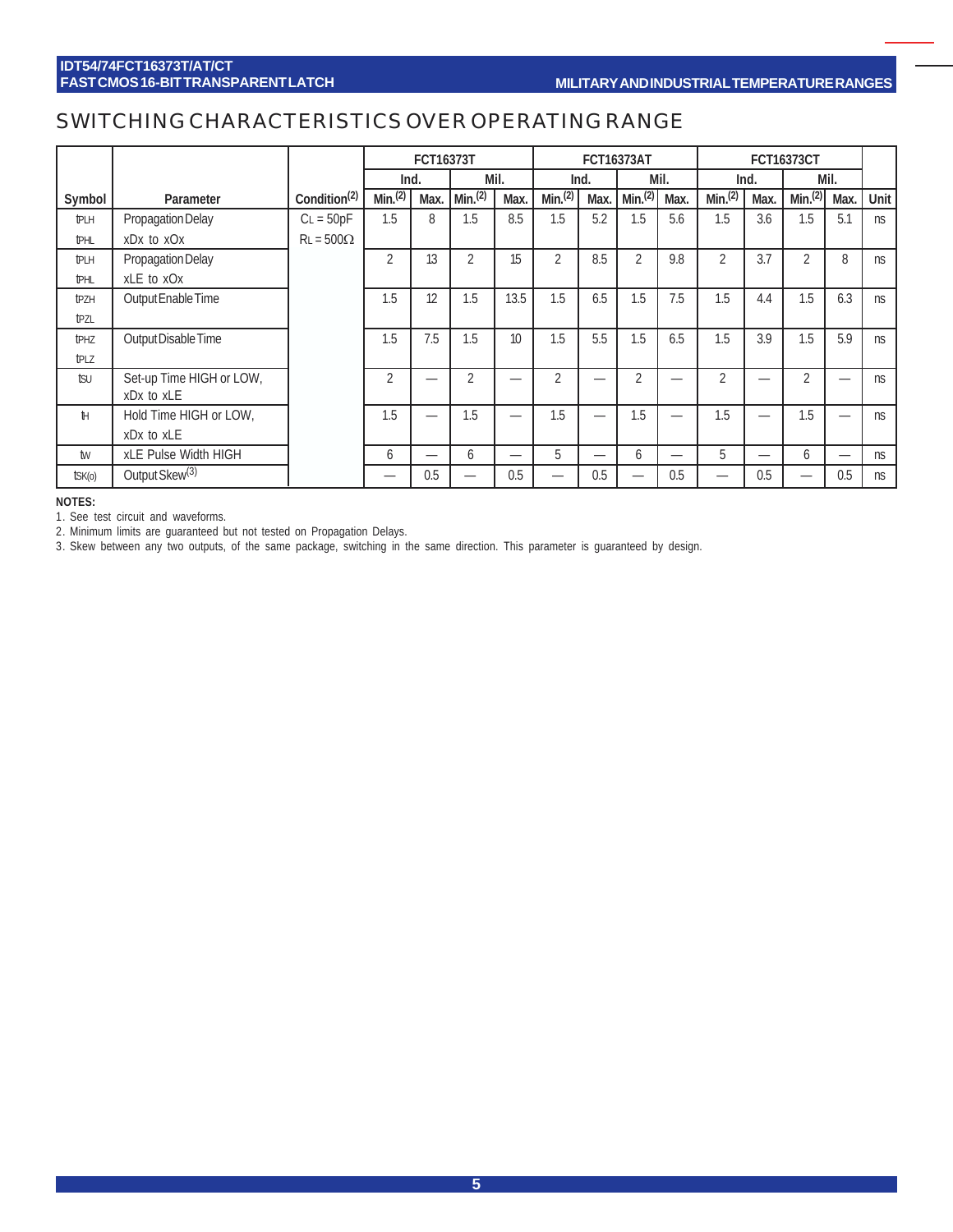## SWITCHING CHARACTERISTICS OVER OPERATING RANGE

| Symbol | Parameter | Condition[(2)] | FCT16373T | | | | FCT16373AT | | | | FCT16373CT | | | | Unit |
|---|---|---|---|---|---|---|---|---|---|---|---|---|---|---|---|
| | | | Ind. | | Mil. | | Ind. | | Mil. | | Ind. | | Mil. | | |
| | | | Min.[(2)] | Max. | Min.[(2)] | Max. | Min.[(2)] | Max. | Min.[(2)] | Max. | Min.[(2)] | Max. | Min.[(2)] | Max. | |
| $t_{PLH}$ $t_{PHL}$ | Propagation Delay xDx to xOx | $C_L$ = 50pF $R_L$ = 500Ω | 1.5 | 8 | 1.5 | 8.5 | 1.5 | 5.2 | 1.5 | 5.6 | 1.5 | 3.6 | 1.5 | 5.1 | ns |
| $t_{PLH}$ $t_{PHL}$ | Propagation Delay xLE to xOx | | 2 | 13 | 2 | 15 | 2 | 8.5 | 2 | 9.8 | 2 | 3.7 | 2 | 8 | ns |
| $t_{PZH}$ $t_{PZL}$ | Output Enable Time | | 1.5 | 12 | 1.5 | 13.5 | 1.5 | 6.5 | 1.5 | 7.5 | 1.5 | 4.4 | 1.5 | 6.3 | ns |
| $t_{PHZ}$ $t_{PLZ}$ | Output Disable Time | | 1.5 | 7.5 | 1.5 | 10 | 1.5 | 5.5 | 1.5 | 6.5 | 1.5 | 3.9 | 1.5 | 5.9 | ns |
| $t_{SU}$ | Set-up Time HIGH or LOW, xDx to xLE | | 2 | — | 2 | — | 2 | — | 2 | — | 2 | — | 2 | — | ns |
| $t_H$ | Hold Time HIGH or LOW, xDx to xLE | | 1.5 | — | 1.5 | — | 1.5 | — | 1.5 | — | 1.5 | — | 1.5 | — | ns |
| $t_W$ | xLE Pulse Width HIGH | | 6 | — | 6 | — | 5 | — | 6 | — | 5 | — | 6 | — | ns |
| $t_{SK(o)}$ | Output Skew[(3)] | | — | 0.5 | — | 0.5 | — | 0.5 | — | 0.5 | — | 0.5 | — | 0.5 | ns |

**NOTES:**

1. See test circuit and waveforms.
2. Minimum limits are guaranteed but not tested on Propagation Delays.
3. Skew between any two outputs, of the same package, switching in the same direction. This parameter is guaranteed by design.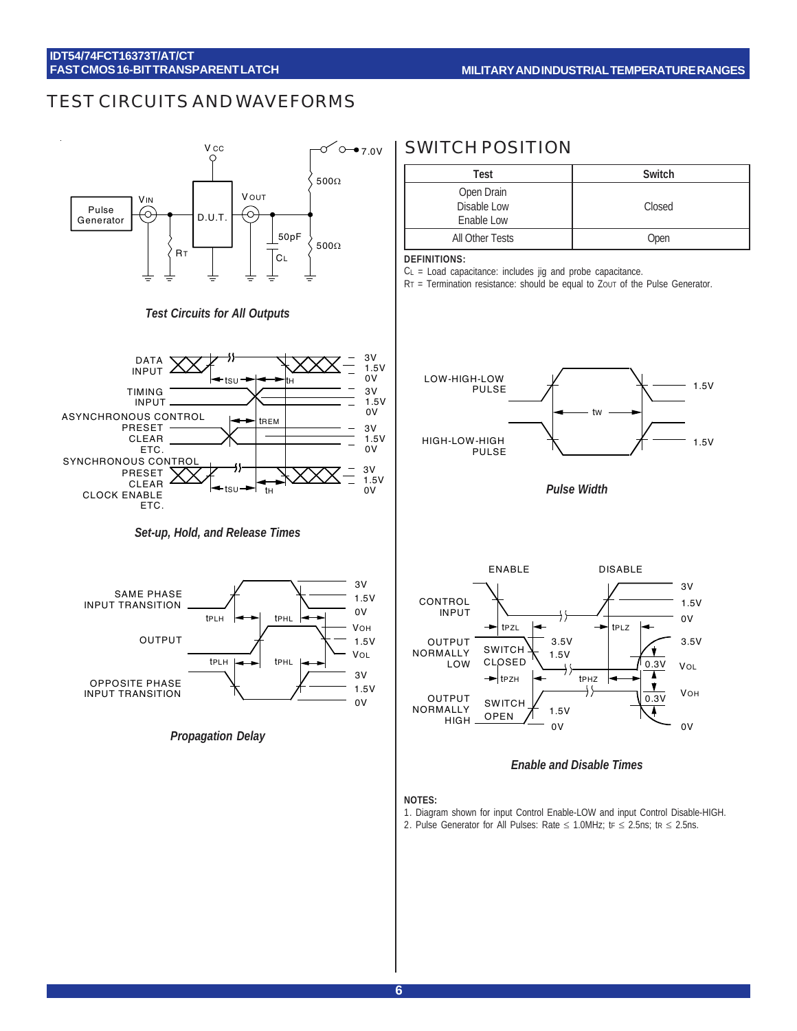# TEST CIRCUITS AND WAVEFORMS

*Test Circuits for All Outputs*

## SWITCH POSITION

| Test | Switch |
|---|---|
| Open Drain<br>Disable Low<br>Enable Low | Closed |
| All Other Tests | Open |

**DEFINITIONS:**

$C_L$ = Load capacitance: includes jig and probe capacitance.
$R_T$ = Termination resistance: should be equal to $Z_{OUT}$ of the Pulse Generator.

*Set-up, Hold, and Release Times*

*Pulse Width*

*Propagation Delay*

*Enable and Disable Times*

**NOTES:**

1. Diagram shown for input Control Enable-LOW and input Control Disable-HIGH.
2. Pulse Generator for All Pulses: Rate ≤ 1.0MHz; $t_F$ ≤ 2.5ns; $t_R$ ≤ 2.5ns.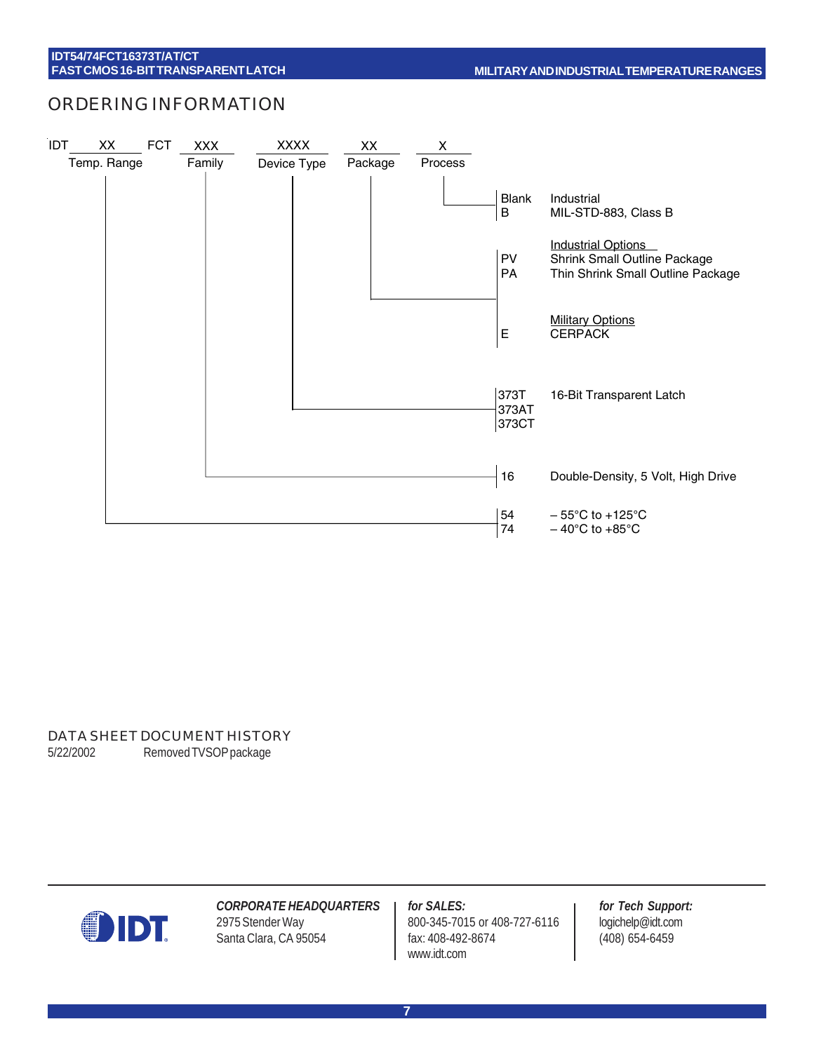## ORDERING INFORMATION

IDT XX FCT XXX XXXX XX X

Temp. Range — Family — Device Type — Package — Process

| | |
|---|---|
| **Process** | |
| Blank | Industrial |
| B | MIL-STD-883, Class B |
| **Package** | |
| | Industrial Options |
| PV | Shrink Small Outline Package |
| PA | Thin Shrink Small Outline Package |
| | Military Options |
| E | CERPACK |
| **Device Type** | |
| 373T<br>373AT<br>373CT | 16-Bit Transparent Latch |
| **Family** | |
| 16 | Double-Density, 5 Volt, High Drive |
| **Temp. Range** | |
| 54 | – 55°C to +125°C |
| 74 | – 40°C to +85°C |

## DATA SHEET DOCUMENT HISTORY

5/22/2002 Removed TVSOP package

**CORPORATE HEADQUARTERS**
2975 Stender Way
Santa Clara, CA 95054

**for SALES:**
800-345-7015 or 408-727-6116
fax: 408-492-8674
www.idt.com

**for Tech Support:**
logichelp@idt.com
(408) 654-6459